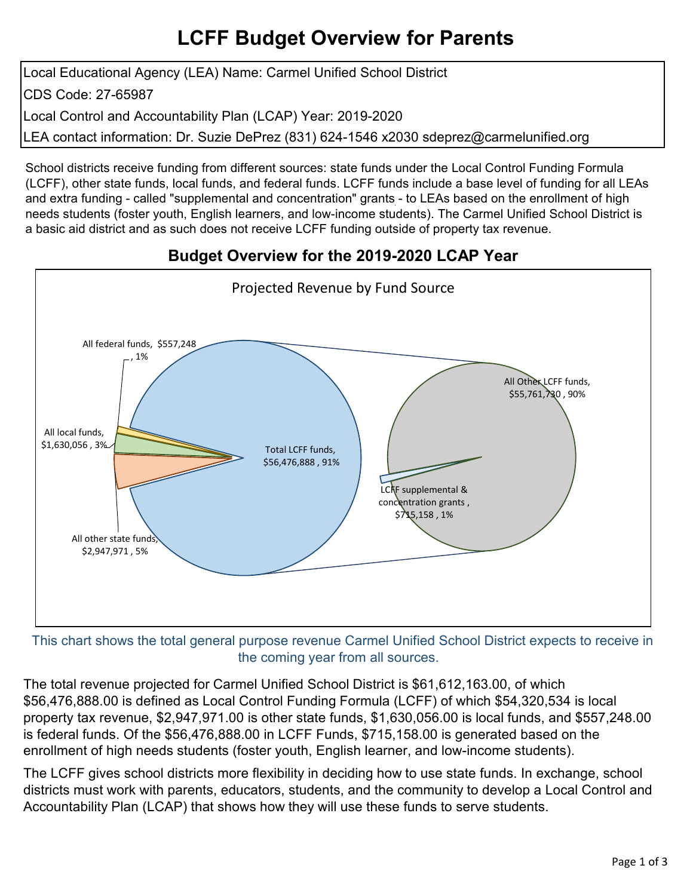# LCFF Budget Overview for Parents

| |
|---|
| Local Educational Agency (LEA) Name: Carmel Unified School District |
| CDS Code: 27-65987 |
| Local Control and Accountability Plan (LCAP) Year: 2019-2020 |
| LEA contact information: Dr. Suzie DePrez (831) 624-1546 x2030 sdeprez@carmelunified.org |

School districts receive funding from different sources: state funds under the Local Control Funding Formula (LCFF), other state funds, local funds, and federal funds. LCFF funds include a base level of funding for all LEAs and extra funding - called "supplemental and concentration" grants - to LEAs based on the enrollment of high needs students (foster youth, English learners, and low-income students). The Carmel Unified School District is a basic aid district and as such does not receive LCFF funding outside of property tax revenue.

## Budget Overview for the 2019-2020 LCAP Year

Projected Revenue by Fund Source

- All federal funds, $557,248 , 1%
- All local funds, $1,630,056 , 3%
- All other state funds, $2,947,971 , 5%
- Total LCFF funds, $56,476,888 , 91%
  - All Other LCFF funds, $55,761,730 , 90%
  - LCFF supplemental & concentration grants , $715,158 , 1%

This chart shows the total general purpose revenue Carmel Unified School District expects to receive in the coming year from all sources.

The total revenue projected for Carmel Unified School District is $61,612,163.00, of which $56,476,888.00 is defined as Local Control Funding Formula (LCFF) of which $54,320,534 is local property tax revenue, $2,947,971.00 is other state funds, $1,630,056.00 is local funds, and $557,248.00 is federal funds. Of the $56,476,888.00 in LCFF Funds, $715,158.00 is generated based on the enrollment of high needs students (foster youth, English learner, and low-income students).

The LCFF gives school districts more flexibility in deciding how to use state funds. In exchange, school districts must work with parents, educators, students, and the community to develop a Local Control and Accountability Plan (LCAP) that shows how they will use these funds to serve students.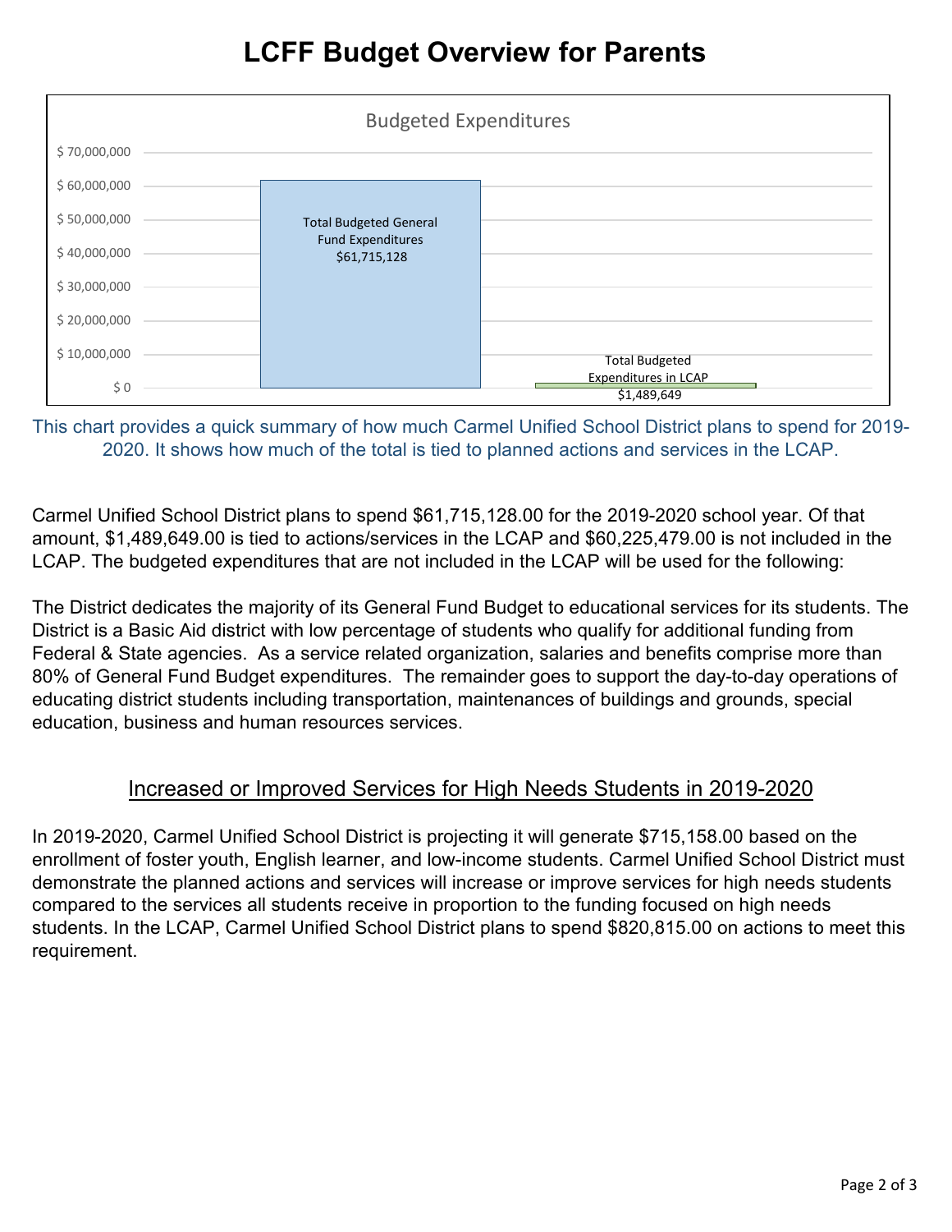# LCFF Budget Overview for Parents

Budgeted Expenditures

| | Amount |
| --- | --- |
| Total Budgeted General Fund Expenditures | $61,715,128 |
| Total Budgeted Expenditures in LCAP | $1,489,649 |

This chart provides a quick summary of how much Carmel Unified School District plans to spend for 2019-2020. It shows how much of the total is tied to planned actions and services in the LCAP.

Carmel Unified School District plans to spend $61,715,128.00 for the 2019-2020 school year. Of that amount, $1,489,649.00 is tied to actions/services in the LCAP and $60,225,479.00 is not included in the LCAP. The budgeted expenditures that are not included in the LCAP will be used for the following:

The District dedicates the majority of its General Fund Budget to educational services for its students. The District is a Basic Aid district with low percentage of students who qualify for additional funding from Federal & State agencies. As a service related organization, salaries and benefits comprise more than 80% of General Fund Budget expenditures. The remainder goes to support the day-to-day operations of educating district students including transportation, maintenances of buildings and grounds, special education, business and human resources services.

## Increased or Improved Services for High Needs Students in 2019-2020

In 2019-2020, Carmel Unified School District is projecting it will generate $715,158.00 based on the enrollment of foster youth, English learner, and low-income students. Carmel Unified School District must demonstrate the planned actions and services will increase or improve services for high needs students compared to the services all students receive in proportion to the funding focused on high needs students. In the LCAP, Carmel Unified School District plans to spend $820,815.00 on actions to meet this requirement.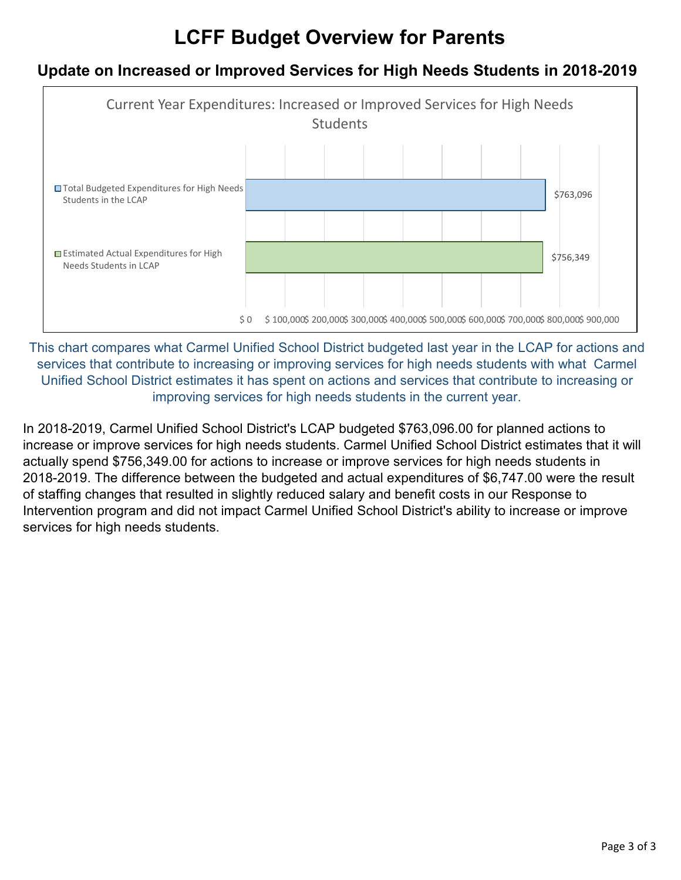# LCFF Budget Overview for Parents

## Update on Increased or Improved Services for High Needs Students in 2018-2019

Current Year Expenditures: Increased or Improved Services for High Needs Students

Total Budgeted Expenditures for High Needs Students in the LCAP

$763,096

Estimated Actual Expenditures for High Needs Students in LCAP

$756,349

$ 0 $ 100,000 $ 200,000 $ 300,000 $ 400,000 $ 500,000 $ 600,000 $ 700,000 $ 800,000 $ 900,000

This chart compares what Carmel Unified School District budgeted last year in the LCAP for actions and services that contribute to increasing or improving services for high needs students with what Carmel Unified School District estimates it has spent on actions and services that contribute to increasing or improving services for high needs students in the current year.

In 2018-2019, Carmel Unified School District's LCAP budgeted $763,096.00 for planned actions to increase or improve services for high needs students. Carmel Unified School District estimates that it will actually spend $756,349.00 for actions to increase or improve services for high needs students in 2018-2019. The difference between the budgeted and actual expenditures of $6,747.00 were the result of staffing changes that resulted in slightly reduced salary and benefit costs in our Response to Intervention program and did not impact Carmel Unified School District's ability to increase or improve services for high needs students.